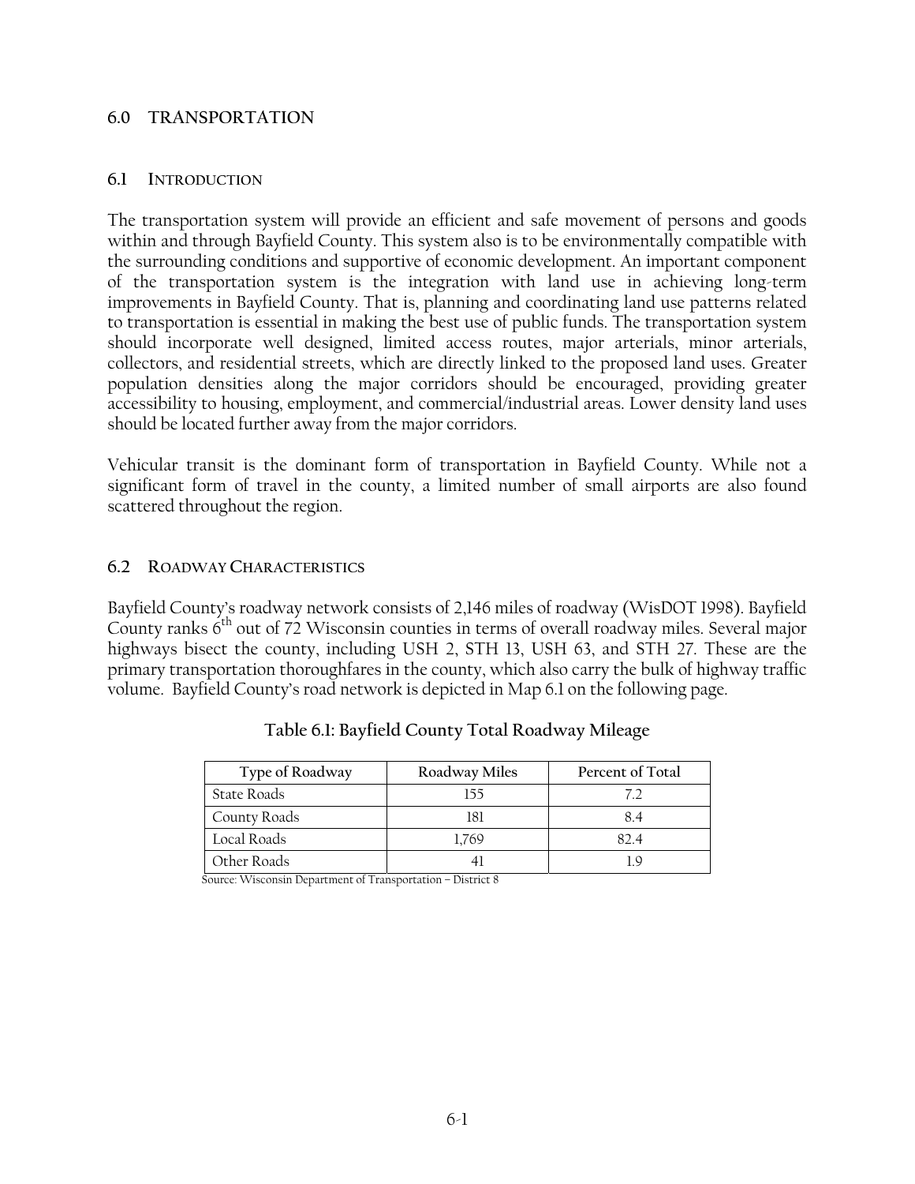## 6.0 TRANSPORTATION

### 6.1 INTRODUCTION

The transportation system will provide an efficient and safe movement of persons and goods within and through Bayfield County. This system also is to be environmentally compatible with the surrounding conditions and supportive of economic development. An important component of the transportation system is the integration with land use in achieving long-term improvements in Bayfield County. That is, planning and coordinating land use patterns related to transportation is essential in making the best use of public funds. The transportation system should incorporate well designed, limited access routes, major arterials, minor arterials, collectors, and residential streets, which are directly linked to the proposed land uses. Greater population densities along the major corridors should be encouraged, providing greater accessibility to housing, employment, and commercial/industrial areas. Lower density land uses should be located further away from the major corridors.

Vehicular transit is the dominant form of transportation in Bayfield County. While not a significant form of travel in the county, a limited number of small airports are also found scattered throughout the region.

### 6.2 ROADWAY CHARACTERISTICS

Bayfield County's roadway network consists of 2,146 miles of roadway (WisDOT 1998). Bayfield County ranks 6th out of 72 Wisconsin counties in terms of overall roadway miles. Several major highways bisect the county, including USH 2, STH 13, USH 63, and STH 27. These are the primary transportation thoroughfares in the county, which also carry the bulk of highway traffic volume. Bayfield County's road network is depicted in Map 6.1 on the following page.

**Table 6.1: Bayfield County Total Roadway Mileage**

| Type of Roadway | Roadway Miles | Percent of Total |
|---|---|---|
| State Roads | 155 | 7.2 |
| County Roads | 181 | 8.4 |
| Local Roads | 1,769 | 82.4 |
| Other Roads | 41 | 1.9 |

Source: Wisconsin Department of Transportation – District 8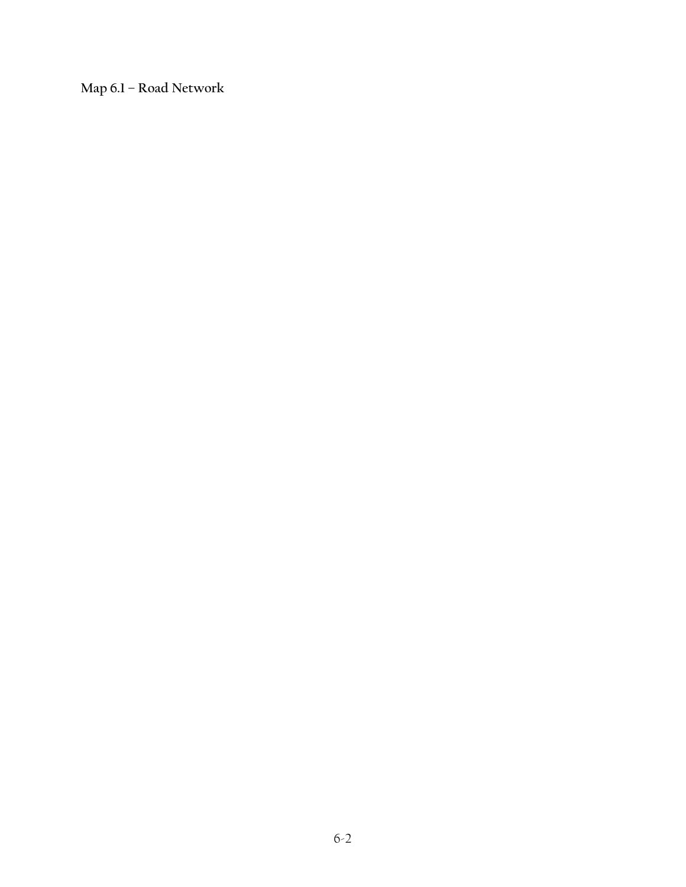**Map 6.1 – Road Network**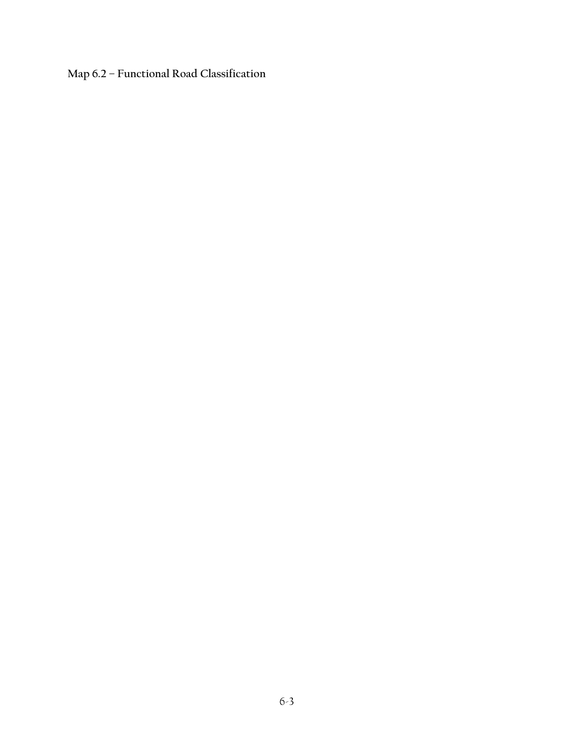**Map 6.2 – Functional Road Classification**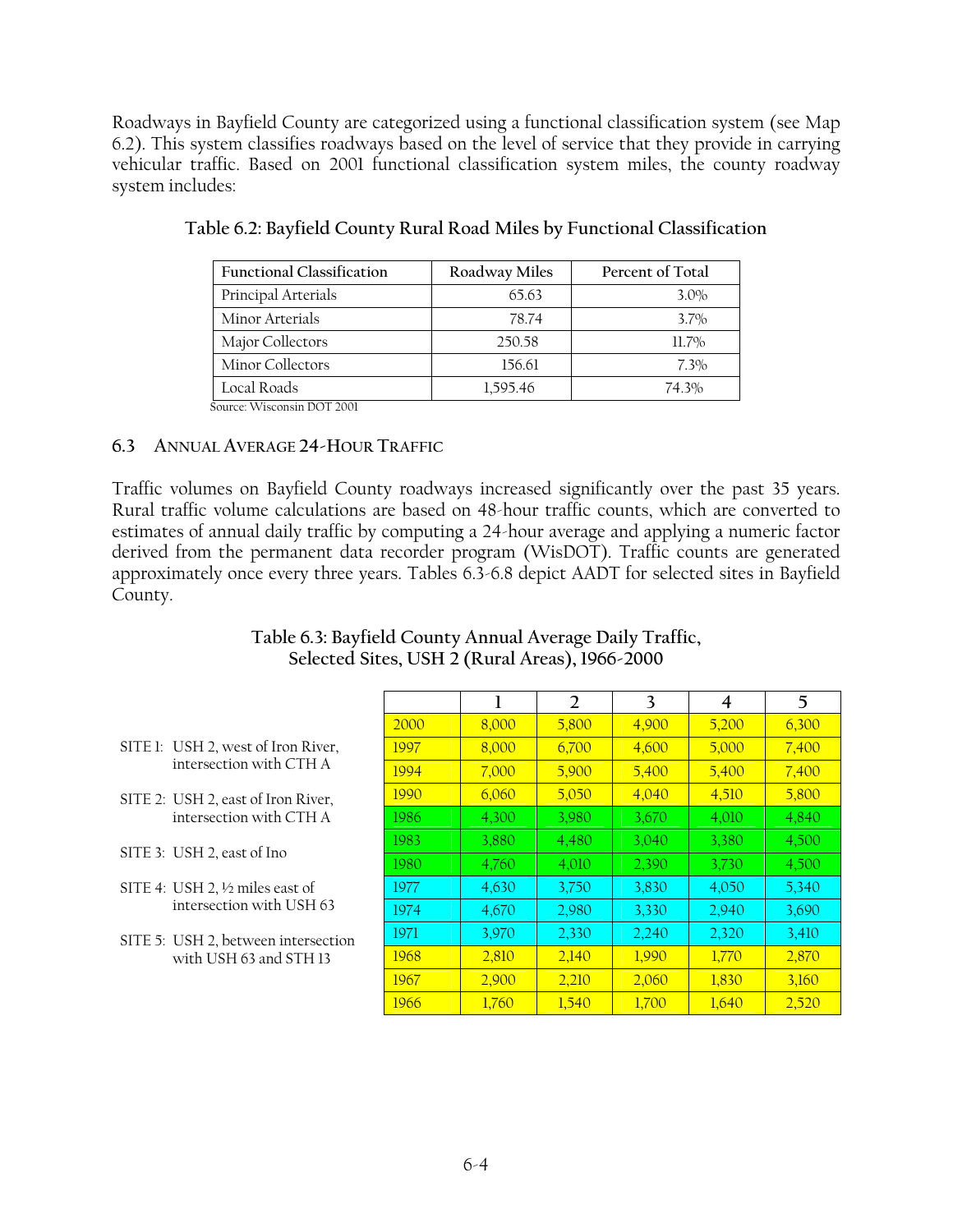Roadways in Bayfield County are categorized using a functional classification system (see Map 6.2). This system classifies roadways based on the level of service that they provide in carrying vehicular traffic. Based on 2001 functional classification system miles, the county roadway system includes:

**Table 6.2: Bayfield County Rural Road Miles by Functional Classification**

| Functional Classification | Roadway Miles | Percent of Total |
|---|---|---|
| Principal Arterials | 65.63 | 3.0% |
| Minor Arterials | 78.74 | 3.7% |
| Major Collectors | 250.58 | 11.7% |
| Minor Collectors | 156.61 | 7.3% |
| Local Roads | 1,595.46 | 74.3% |

Source: Wisconsin DOT 2001

## 6.3 Annual Average 24-Hour Traffic

Traffic volumes on Bayfield County roadways increased significantly over the past 35 years. Rural traffic volume calculations are based on 48-hour traffic counts, which are converted to estimates of annual daily traffic by computing a 24-hour average and applying a numeric factor derived from the permanent data recorder program (WisDOT). Traffic counts are generated approximately once every three years. Tables 6.3-6.8 depict AADT for selected sites in Bayfield County.

**Table 6.3: Bayfield County Annual Average Daily Traffic, Selected Sites, USH 2 (Rural Areas), 1966-2000**

- SITE 1: USH 2, west of Iron River, intersection with CTH A
- SITE 2: USH 2, east of Iron River, intersection with CTH A
- SITE 3: USH 2, east of Ino
- SITE 4: USH 2, ½ miles east of intersection with USH 63
- SITE 5: USH 2, between intersection with USH 63 and STH 13

| | 1 | 2 | 3 | 4 | 5 |
|---|---|---|---|---|---|
| 2000 | 8,000 | 5,800 | 4,900 | 5,200 | 6,300 |
| 1997 | 8,000 | 6,700 | 4,600 | 5,000 | 7,400 |
| 1994 | 7,000 | 5,900 | 5,400 | 5,400 | 7,400 |
| 1990 | 6,060 | 5,050 | 4,040 | 4,510 | 5,800 |
| 1986 | 4,300 | 3,980 | 3,670 | 4,010 | 4,840 |
| 1983 | 3,880 | 4,480 | 3,040 | 3,380 | 4,500 |
| 1980 | 4,760 | 4,010 | 2,390 | 3,730 | 4,500 |
| 1977 | 4,630 | 3,750 | 3,830 | 4,050 | 5,340 |
| 1974 | 4,670 | 2,980 | 3,330 | 2,940 | 3,690 |
| 1971 | 3,970 | 2,330 | 2,240 | 2,320 | 3,410 |
| 1968 | 2,810 | 2,140 | 1,990 | 1,770 | 2,870 |
| 1967 | 2,900 | 2,210 | 2,060 | 1,830 | 3,160 |
| 1966 | 1,760 | 1,540 | 1,700 | 1,640 | 2,520 |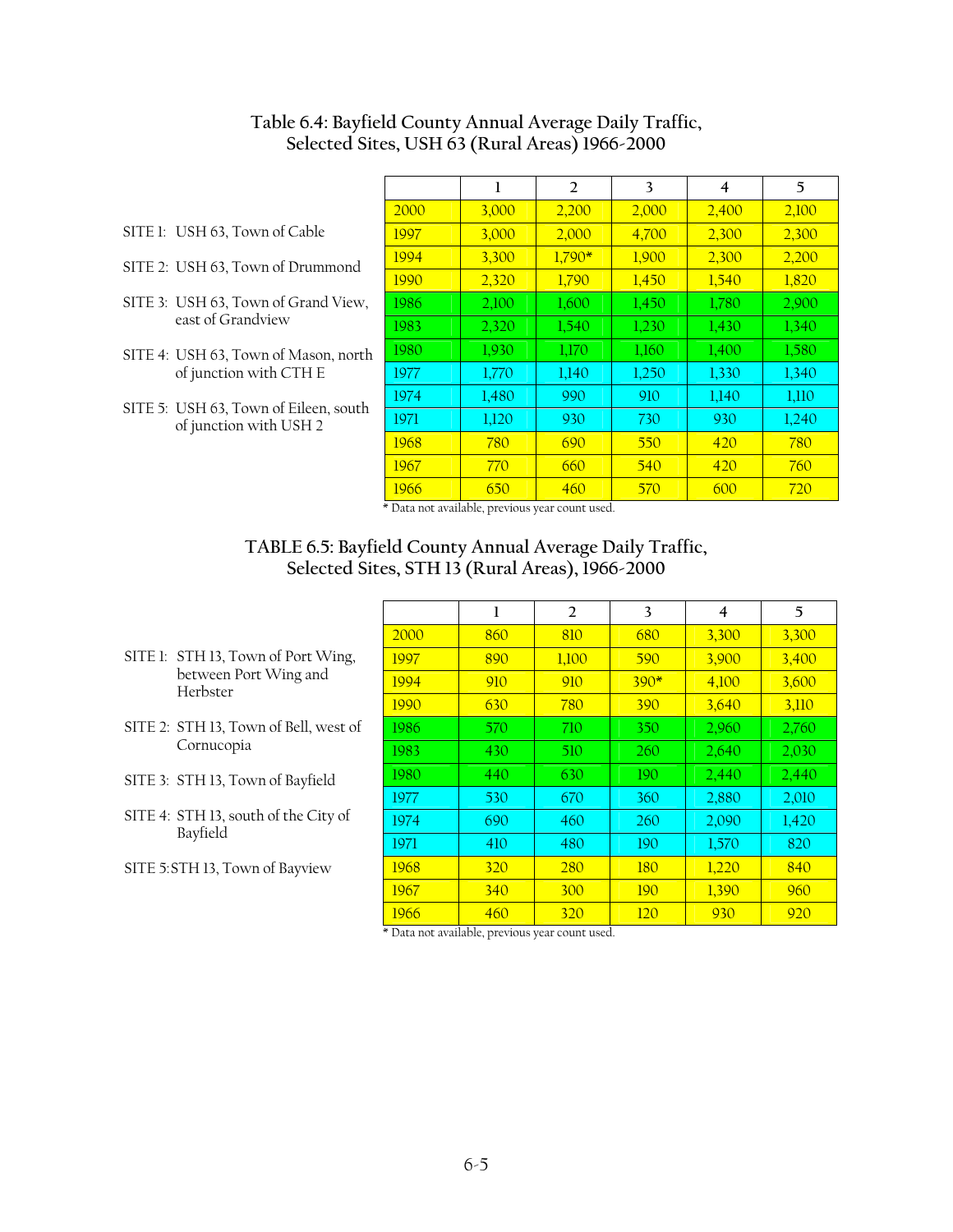## Table 6.4: Bayfield County Annual Average Daily Traffic, Selected Sites, USH 63 (Rural Areas) 1966-2000

SITE 1: USH 63, Town of Cable

SITE 2: USH 63, Town of Drummond

SITE 3: USH 63, Town of Grand View, east of Grandview

SITE 4: USH 63, Town of Mason, north of junction with CTH E

SITE 5: USH 63, Town of Eileen, south of junction with USH 2

| | 1 | 2 | 3 | 4 | 5 |
|---|---|---|---|---|---|
| 2000 | 3,000 | 2,200 | 2,000 | 2,400 | 2,100 |
| 1997 | 3,000 | 2,000 | 4,700 | 2,300 | 2,300 |
| 1994 | 3,300 | 1,790* | 1,900 | 2,300 | 2,200 |
| 1990 | 2,320 | 1,790 | 1,450 | 1,540 | 1,820 |
| 1986 | 2,100 | 1,600 | 1,450 | 1,780 | 2,900 |
| 1983 | 2,320 | 1,540 | 1,230 | 1,430 | 1,340 |
| 1980 | 1,930 | 1,170 | 1,160 | 1,400 | 1,580 |
| 1977 | 1,770 | 1,140 | 1,250 | 1,330 | 1,340 |
| 1974 | 1,480 | 990 | 910 | 1,140 | 1,110 |
| 1971 | 1,120 | 930 | 730 | 930 | 1,240 |
| 1968 | 780 | 690 | 550 | 420 | 780 |
| 1967 | 770 | 660 | 540 | 420 | 760 |
| 1966 | 650 | 460 | 570 | 600 | 720 |

* Data not available, previous year count used.

## TABLE 6.5: Bayfield County Annual Average Daily Traffic, Selected Sites, STH 13 (Rural Areas), 1966-2000

SITE 1: STH 13, Town of Port Wing, between Port Wing and Herbster

SITE 2: STH 13, Town of Bell, west of Cornucopia

SITE 3: STH 13, Town of Bayfield

SITE 4: STH 13, south of the City of Bayfield

SITE 5: STH 13, Town of Bayview

| | 1 | 2 | 3 | 4 | 5 |
|---|---|---|---|---|---|
| 2000 | 860 | 810 | 680 | 3,300 | 3,300 |
| 1997 | 890 | 1,100 | 590 | 3,900 | 3,400 |
| 1994 | 910 | 910 | 390* | 4,100 | 3,600 |
| 1990 | 630 | 780 | 390 | 3,640 | 3,110 |
| 1986 | 570 | 710 | 350 | 2,960 | 2,760 |
| 1983 | 430 | 510 | 260 | 2,640 | 2,030 |
| 1980 | 440 | 630 | 190 | 2,440 | 2,440 |
| 1977 | 530 | 670 | 360 | 2,880 | 2,010 |
| 1974 | 690 | 460 | 260 | 2,090 | 1,420 |
| 1971 | 410 | 480 | 190 | 1,570 | 820 |
| 1968 | 320 | 280 | 180 | 1,220 | 840 |
| 1967 | 340 | 300 | 190 | 1,390 | 960 |
| 1966 | 460 | 320 | 120 | 930 | 920 |

* Data not available, previous year count used.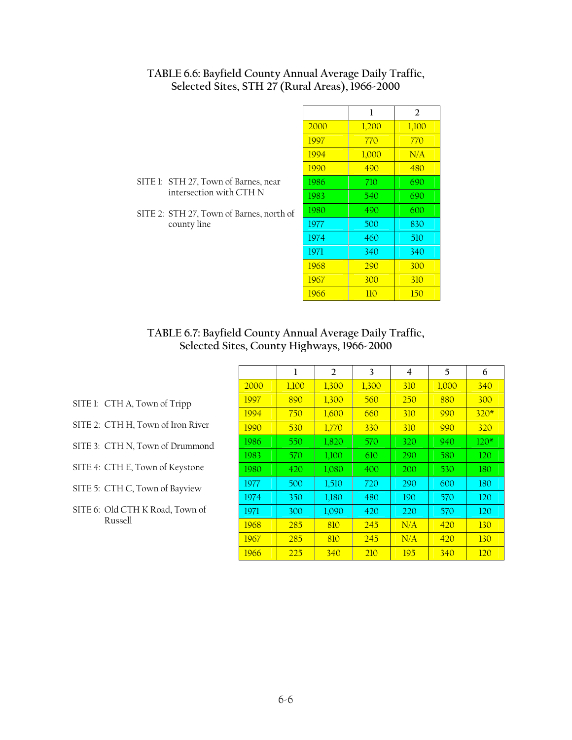## TABLE 6.6: Bayfield County Annual Average Daily Traffic, Selected Sites, STH 27 (Rural Areas), 1966-2000

SITE 1: STH 27, Town of Barnes, near intersection with CTH N

SITE 2: STH 27, Town of Barnes, north of county line

| | 1 | 2 |
|---|---|---|
| 2000 | 1,200 | 1,100 |
| 1997 | 770 | 770 |
| 1994 | 1,000 | N/A |
| 1990 | 490 | 480 |
| 1986 | 710 | 690 |
| 1983 | 540 | 690 |
| 1980 | 490 | 600 |
| 1977 | 500 | 830 |
| 1974 | 460 | 510 |
| 1971 | 340 | 340 |
| 1968 | 290 | 300 |
| 1967 | 300 | 310 |
| 1966 | 110 | 150 |

## TABLE 6.7: Bayfield County Annual Average Daily Traffic, Selected Sites, County Highways, 1966-2000

SITE 1: CTH A, Town of Tripp

SITE 2: CTH H, Town of Iron River

SITE 3: CTH N, Town of Drummond

SITE 4: CTH E, Town of Keystone

SITE 5: CTH C, Town of Bayview

SITE 6: Old CTH K Road, Town of Russell

| | 1 | 2 | 3 | 4 | 5 | 6 |
|---|---|---|---|---|---|---|
| 2000 | 1,100 | 1,300 | 1,300 | 310 | 1,000 | 340 |
| 1997 | 890 | 1,300 | 560 | 250 | 880 | 300 |
| 1994 | 750 | 1,600 | 660 | 310 | 990 | 320* |
| 1990 | 530 | 1,770 | 330 | 310 | 990 | 320 |
| 1986 | 550 | 1,820 | 570 | 320 | 940 | 120* |
| 1983 | 570 | 1,100 | 610 | 290 | 580 | 120 |
| 1980 | 420 | 1,080 | 400 | 200 | 530 | 180 |
| 1977 | 500 | 1,510 | 720 | 290 | 600 | 180 |
| 1974 | 350 | 1,180 | 480 | 190 | 570 | 120 |
| 1971 | 300 | 1,090 | 420 | 220 | 570 | 120 |
| 1968 | 285 | 810 | 245 | N/A | 420 | 130 |
| 1967 | 285 | 810 | 245 | N/A | 420 | 130 |
| 1966 | 225 | 340 | 210 | 195 | 340 | 120 |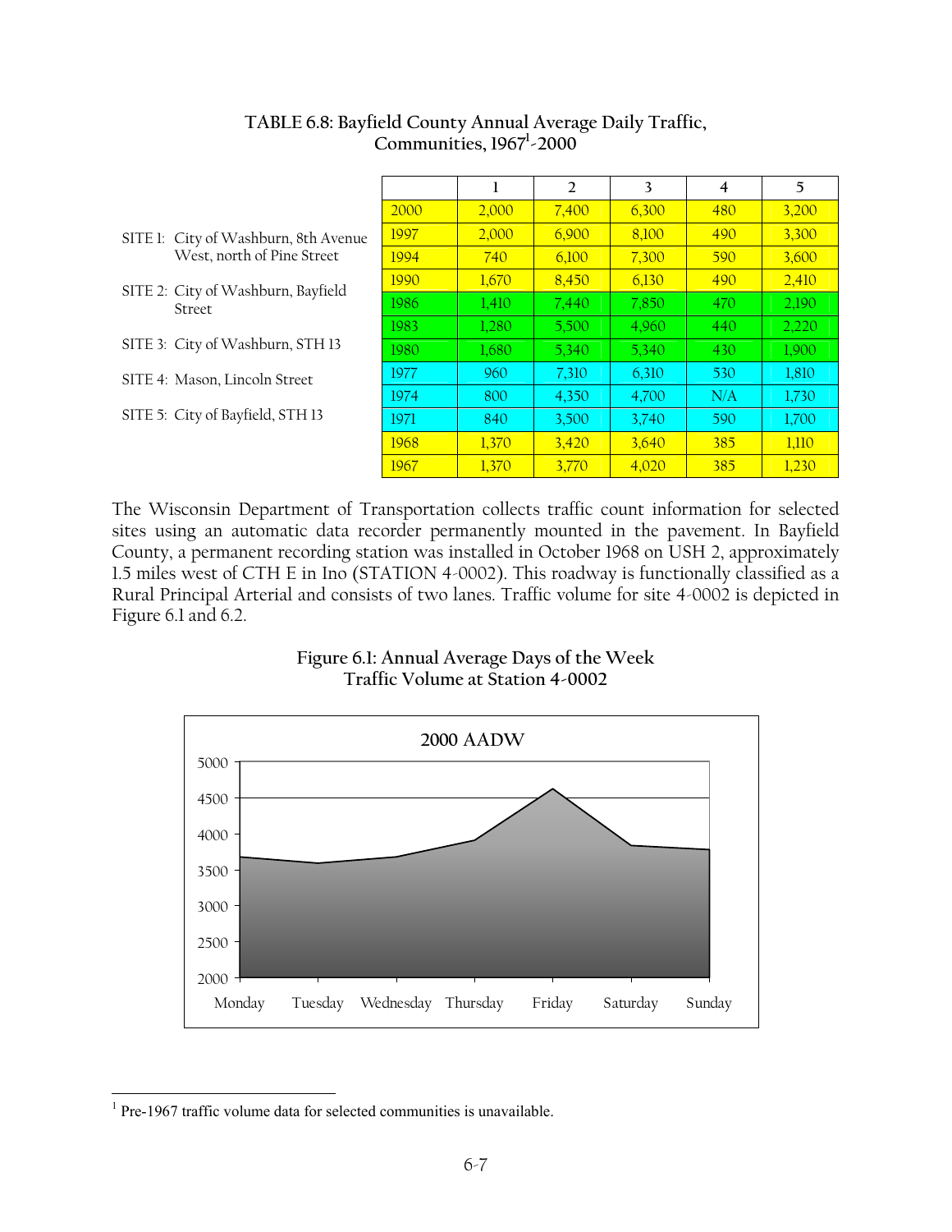### TABLE 6.8: Bayfield County Annual Average Daily Traffic, Communities, 1967[1]-2000

SITE 1: City of Washburn, 8th Avenue West, north of Pine Street

SITE 2: City of Washburn, Bayfield Street

SITE 3: City of Washburn, STH 13

SITE 4: Mason, Lincoln Street

SITE 5: City of Bayfield, STH 13

| | 1 | 2 | 3 | 4 | 5 |
|---|---|---|---|---|---|
| 2000 | 2,000 | 7,400 | 6,300 | 480 | 3,200 |
| 1997 | 2,000 | 6,900 | 8,100 | 490 | 3,300 |
| 1994 | 740 | 6,100 | 7,300 | 590 | 3,600 |
| 1990 | 1,670 | 8,450 | 6,130 | 490 | 2,410 |
| 1986 | 1,410 | 7,440 | 7,850 | 470 | 2,190 |
| 1983 | 1,280 | 5,500 | 4,960 | 440 | 2,220 |
| 1980 | 1,680 | 5,340 | 5,340 | 430 | 1,900 |
| 1977 | 960 | 7,310 | 6,310 | 530 | 1,810 |
| 1974 | 800 | 4,350 | 4,700 | N/A | 1,730 |
| 1971 | 840 | 3,500 | 3,740 | 590 | 1,700 |
| 1968 | 1,370 | 3,420 | 3,640 | 385 | 1,110 |
| 1967 | 1,370 | 3,770 | 4,020 | 385 | 1,230 |

The Wisconsin Department of Transportation collects traffic count information for selected sites using an automatic data recorder permanently mounted in the pavement. In Bayfield County, a permanent recording station was installed in October 1968 on USH 2, approximately 1.5 miles west of CTH E in Ino (STATION 4-0002). This roadway is functionally classified as a Rural Principal Arterial and consists of two lanes. Traffic volume for site 4-0002 is depicted in Figure 6.1 and 6.2.

**Figure 6.1: Annual Average Days of the Week Traffic Volume at Station 4-0002**

2000 AADW

| Day | Approx. Volume |
|---|---|
| Monday | 3680 |
| Tuesday | 3600 |
| Wednesday | 3680 |
| Thursday | 3920 |
| Friday | 4630 |
| Saturday | 3840 |
| Sunday | 3790 |

[1] Pre-1967 traffic volume data for selected communities is unavailable.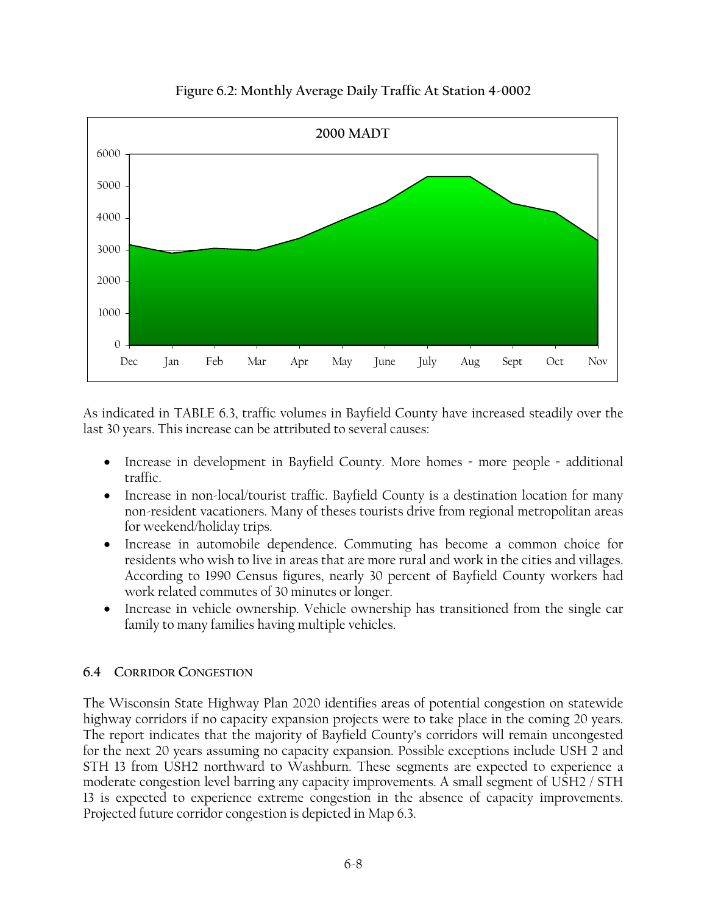**Figure 6.2: Monthly Average Daily Traffic At Station 4-0002**

As indicated in TABLE 6.3, traffic volumes in Bayfield County have increased steadily over the last 30 years. This increase can be attributed to several causes:

- Increase in development in Bayfield County. More homes = more people = additional traffic.
- Increase in non-local/tourist traffic. Bayfield County is a destination location for many non-resident vacationers. Many of theses tourists drive from regional metropolitan areas for weekend/holiday trips.
- Increase in automobile dependence. Commuting has become a common choice for residents who wish to live in areas that are more rural and work in the cities and villages. According to 1990 Census figures, nearly 30 percent of Bayfield County workers had work related commutes of 30 minutes or longer.
- Increase in vehicle ownership. Vehicle ownership has transitioned from the single car family to many families having multiple vehicles.

## 6.4 CORRIDOR CONGESTION

The Wisconsin State Highway Plan 2020 identifies areas of potential congestion on statewide highway corridors if no capacity expansion projects were to take place in the coming 20 years. The report indicates that the majority of Bayfield County's corridors will remain uncongested for the next 20 years assuming no capacity expansion. Possible exceptions include USH 2 and STH 13 from USH2 northward to Washburn. These segments are expected to experience a moderate congestion level barring any capacity improvements. A small segment of USH2 / STH 13 is expected to experience extreme congestion in the absence of capacity improvements. Projected future corridor congestion is depicted in Map 6.3.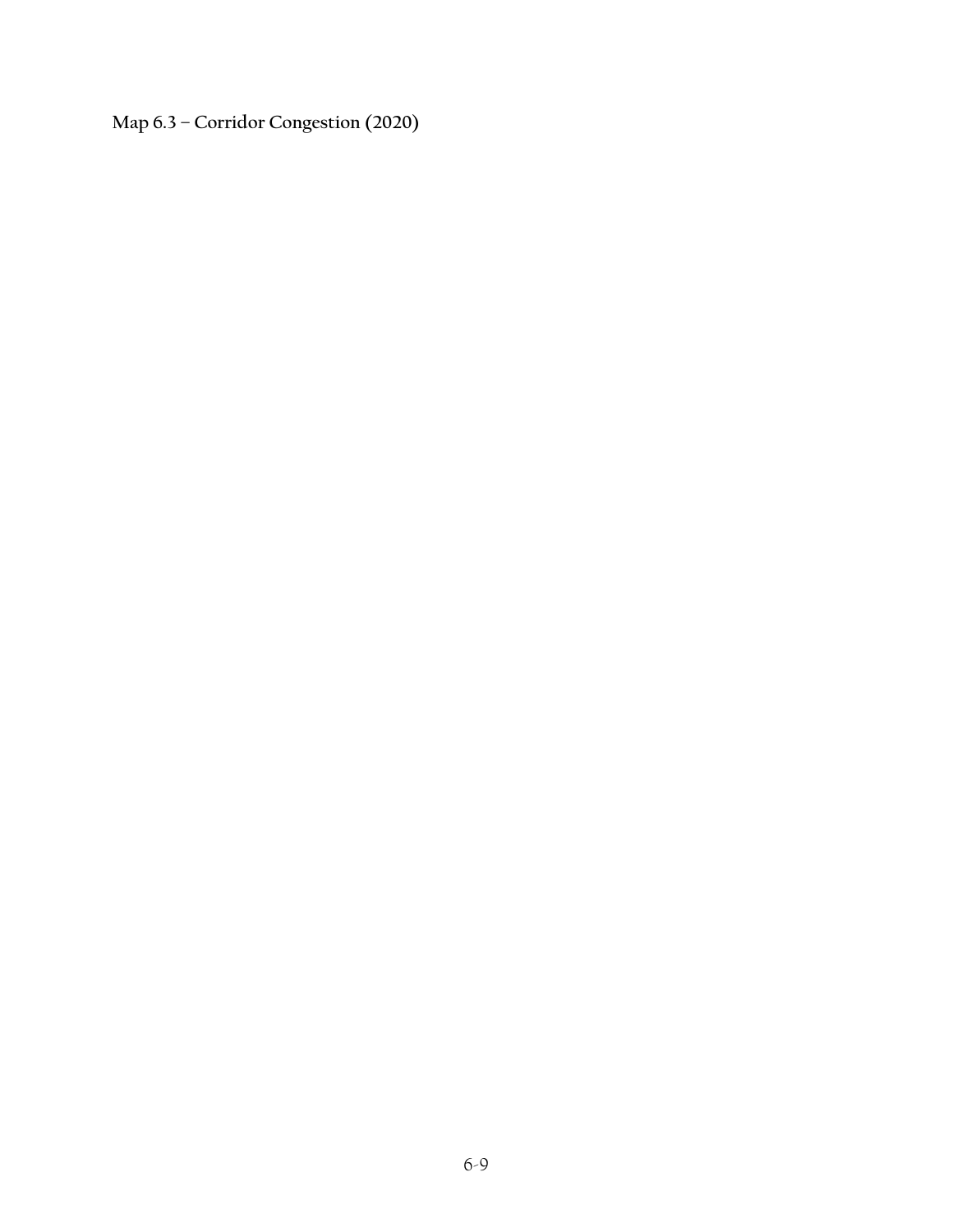**Map 6.3 – Corridor Congestion (2020)**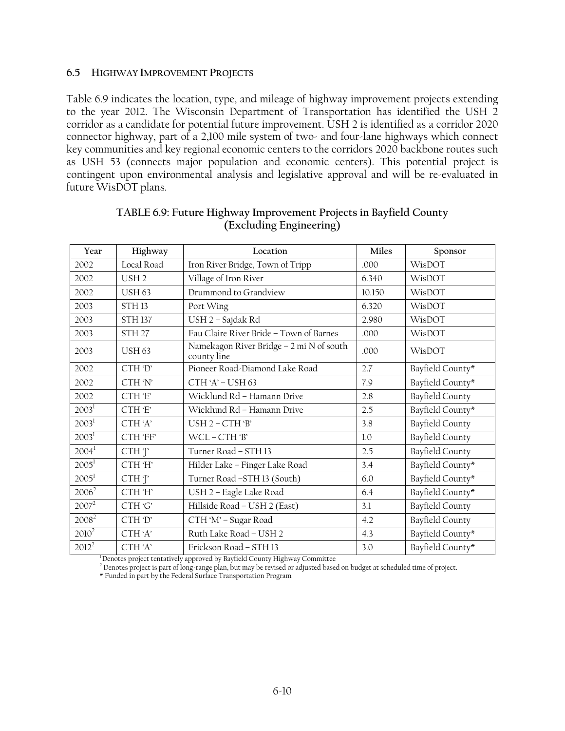## 6.5 Highway Improvement Projects

Table 6.9 indicates the location, type, and mileage of highway improvement projects extending to the year 2012. The Wisconsin Department of Transportation has identified the USH 2 corridor as a candidate for potential future improvement. USH 2 is identified as a corridor 2020 connector highway, part of a 2,100 mile system of two- and four-lane highways which connect key communities and key regional economic centers to the corridors 2020 backbone routes such as USH 53 (connects major population and economic centers). This potential project is contingent upon environmental analysis and legislative approval and will be re-evaluated in future WisDOT plans.

**TABLE 6.9: Future Highway Improvement Projects in Bayfield County (Excluding Engineering)**

| Year | Highway | Location | Miles | Sponsor |
|---|---|---|---|---|
| 2002 | Local Road | Iron River Bridge, Town of Tripp | .000 | WisDOT |
| 2002 | USH 2 | Village of Iron River | 6.340 | WisDOT |
| 2002 | USH 63 | Drummond to Grandview | 10.150 | WisDOT |
| 2003 | STH 13 | Port Wing | 6.320 | WisDOT |
| 2003 | STH 137 | USH 2 – Sajdak Rd | 2.980 | WisDOT |
| 2003 | STH 27 | Eau Claire River Bride – Town of Barnes | .000 | WisDOT |
| 2003 | USH 63 | Namekagon River Bridge – 2 mi N of south county line | .000 | WisDOT |
| 2002 | CTH 'D' | Pioneer Road-Diamond Lake Road | 2.7 | Bayfield County* |
| 2002 | CTH 'N' | CTH 'A' – USH 63 | 7.9 | Bayfield County* |
| 2002 | CTH 'E' | Wicklund Rd – Hamann Drive | 2.8 | Bayfield County |
| 2003[1] | CTH 'E' | Wicklund Rd – Hamann Drive | 2.5 | Bayfield County* |
| 2003[1] | CTH 'A' | USH 2 – CTH 'B' | 3.8 | Bayfield County |
| 2003[1] | CTH 'FF' | WCL – CTH 'B' | 1.0 | Bayfield County |
| 2004[1] | CTH 'J' | Turner Road – STH 13 | 2.5 | Bayfield County |
| 2005[1] | CTH 'H' | Hilder Lake – Finger Lake Road | 3.4 | Bayfield County* |
| 2005[1] | CTH 'J' | Turner Road –STH 13 (South) | 6.0 | Bayfield County* |
| 2006[2] | CTH 'H' | USH 2 – Eagle Lake Road | 6.4 | Bayfield County* |
| 2007[2] | CTH 'G' | Hillside Road – USH 2 (East) | 3.1 | Bayfield County |
| 2008[2] | CTH 'D' | CTH 'M' – Sugar Road | 4.2 | Bayfield County |
| 2010[2] | CTH 'A' | Ruth Lake Road – USH 2 | 4.3 | Bayfield County* |
| 2012[2] | CTH 'A' | Erickson Road – STH 13 | 3.0 | Bayfield County* |

[1] Denotes project tentatively approved by Bayfield County Highway Committee

[2] Denotes project is part of long-range plan, but may be revised or adjusted based on budget at scheduled time of project.

\* Funded in part by the Federal Surface Transportation Program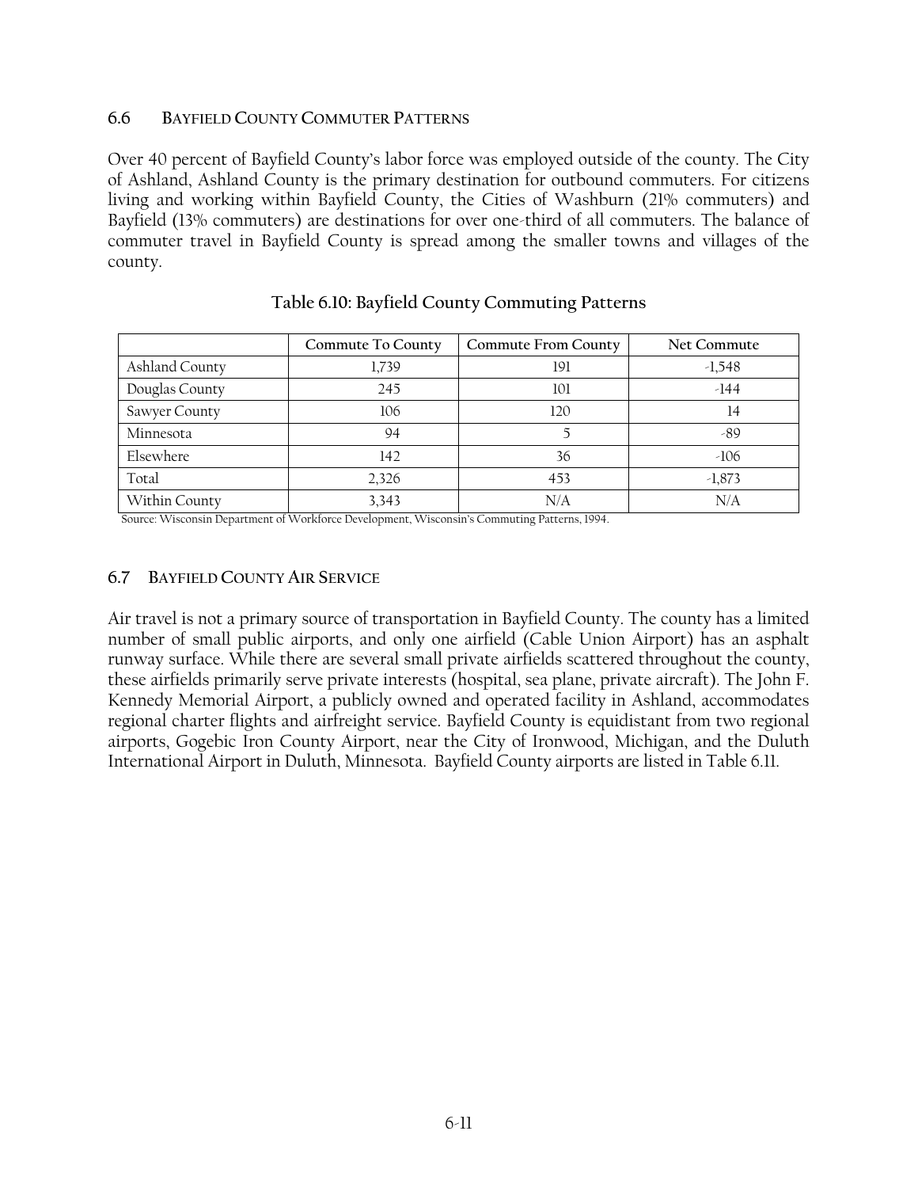## 6.6 BAYFIELD COUNTY COMMUTER PATTERNS

Over 40 percent of Bayfield County's labor force was employed outside of the county. The City of Ashland, Ashland County is the primary destination for outbound commuters. For citizens living and working within Bayfield County, the Cities of Washburn (21% commuters) and Bayfield (13% commuters) are destinations for over one-third of all commuters. The balance of commuter travel in Bayfield County is spread among the smaller towns and villages of the county.

**Table 6.10: Bayfield County Commuting Patterns**

| | Commute To County | Commute From County | Net Commute |
|---|---|---|---|
| Ashland County | 1,739 | 191 | -1,548 |
| Douglas County | 245 | 101 | -144 |
| Sawyer County | 106 | 120 | 14 |
| Minnesota | 94 | 5 | -89 |
| Elsewhere | 142 | 36 | -106 |
| Total | 2,326 | 453 | -1,873 |
| Within County | 3,343 | N/A | N/A |

Source: Wisconsin Department of Workforce Development, Wisconsin's Commuting Patterns, 1994.

## 6.7 BAYFIELD COUNTY AIR SERVICE

Air travel is not a primary source of transportation in Bayfield County. The county has a limited number of small public airports, and only one airfield (Cable Union Airport) has an asphalt runway surface. While there are several small private airfields scattered throughout the county, these airfields primarily serve private interests (hospital, sea plane, private aircraft). The John F. Kennedy Memorial Airport, a publicly owned and operated facility in Ashland, accommodates regional charter flights and airfreight service. Bayfield County is equidistant from two regional airports, Gogebic Iron County Airport, near the City of Ironwood, Michigan, and the Duluth International Airport in Duluth, Minnesota. Bayfield County airports are listed in Table 6.11.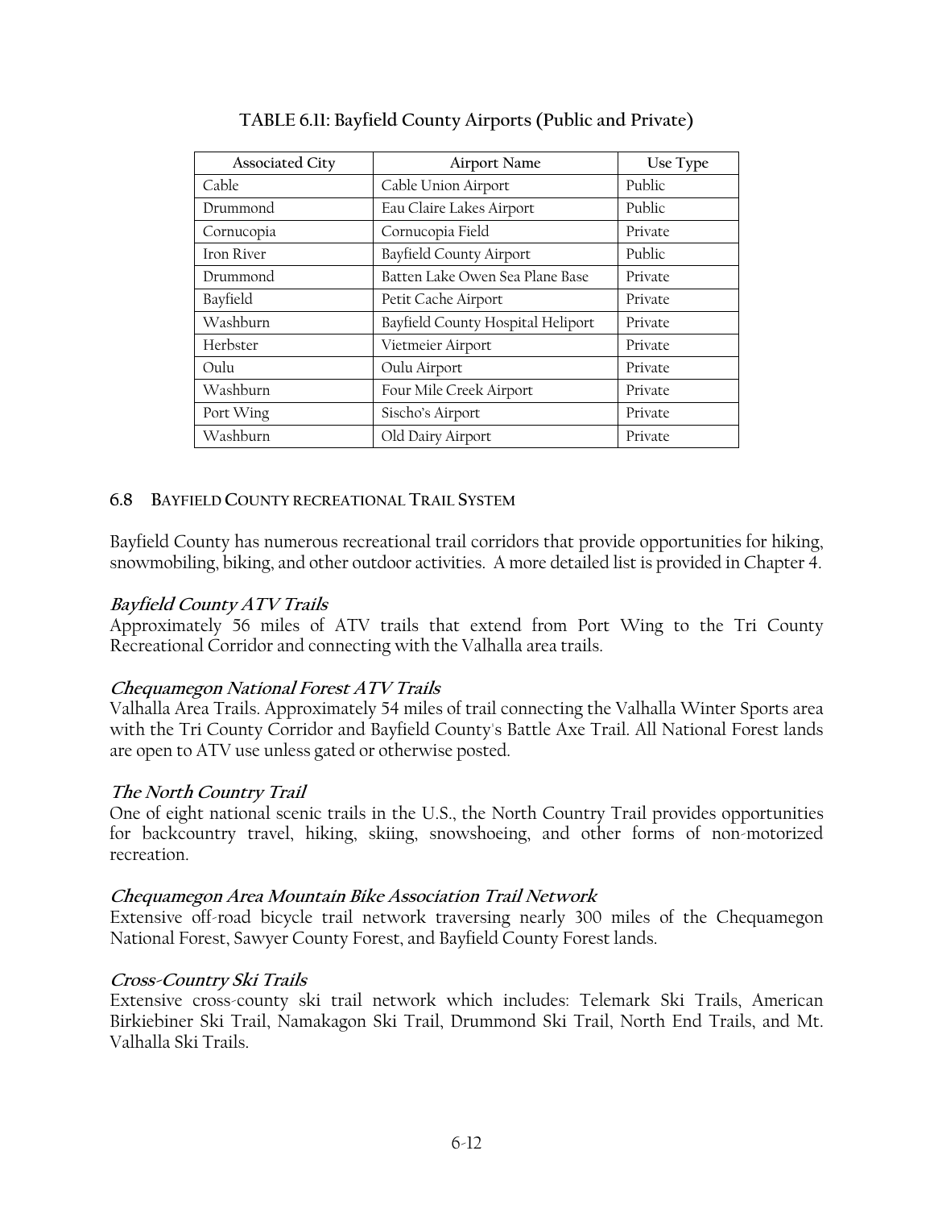**TABLE 6.11: Bayfield County Airports (Public and Private)**

| Associated City | Airport Name | Use Type |
| --- | --- | --- |
| Cable | Cable Union Airport | Public |
| Drummond | Eau Claire Lakes Airport | Public |
| Cornucopia | Cornucopia Field | Private |
| Iron River | Bayfield County Airport | Public |
| Drummond | Batten Lake Owen Sea Plane Base | Private |
| Bayfield | Petit Cache Airport | Private |
| Washburn | Bayfield County Hospital Heliport | Private |
| Herbster | Vietmeier Airport | Private |
| Oulu | Oulu Airport | Private |
| Washburn | Four Mile Creek Airport | Private |
| Port Wing | Sischo's Airport | Private |
| Washburn | Old Dairy Airport | Private |

## 6.8 BAYFIELD COUNTY RECREATIONAL TRAIL SYSTEM

Bayfield County has numerous recreational trail corridors that provide opportunities for hiking, snowmobiling, biking, and other outdoor activities. A more detailed list is provided in Chapter 4.

***Bayfield County ATV Trails***
Approximately 56 miles of ATV trails that extend from Port Wing to the Tri County Recreational Corridor and connecting with the Valhalla area trails.

***Chequamegon National Forest ATV Trails***
Valhalla Area Trails. Approximately 54 miles of trail connecting the Valhalla Winter Sports area with the Tri County Corridor and Bayfield County's Battle Axe Trail. All National Forest lands are open to ATV use unless gated or otherwise posted.

***The North Country Trail***
One of eight national scenic trails in the U.S., the North Country Trail provides opportunities for backcountry travel, hiking, skiing, snowshoeing, and other forms of non-motorized recreation.

***Chequamegon Area Mountain Bike Association Trail Network***
Extensive off-road bicycle trail network traversing nearly 300 miles of the Chequamegon National Forest, Sawyer County Forest, and Bayfield County Forest lands.

***Cross-Country Ski Trails***
Extensive cross-county ski trail network which includes: Telemark Ski Trails, American Birkiebiner Ski Trail, Namakagon Ski Trail, Drummond Ski Trail, North End Trails, and Mt. Valhalla Ski Trails.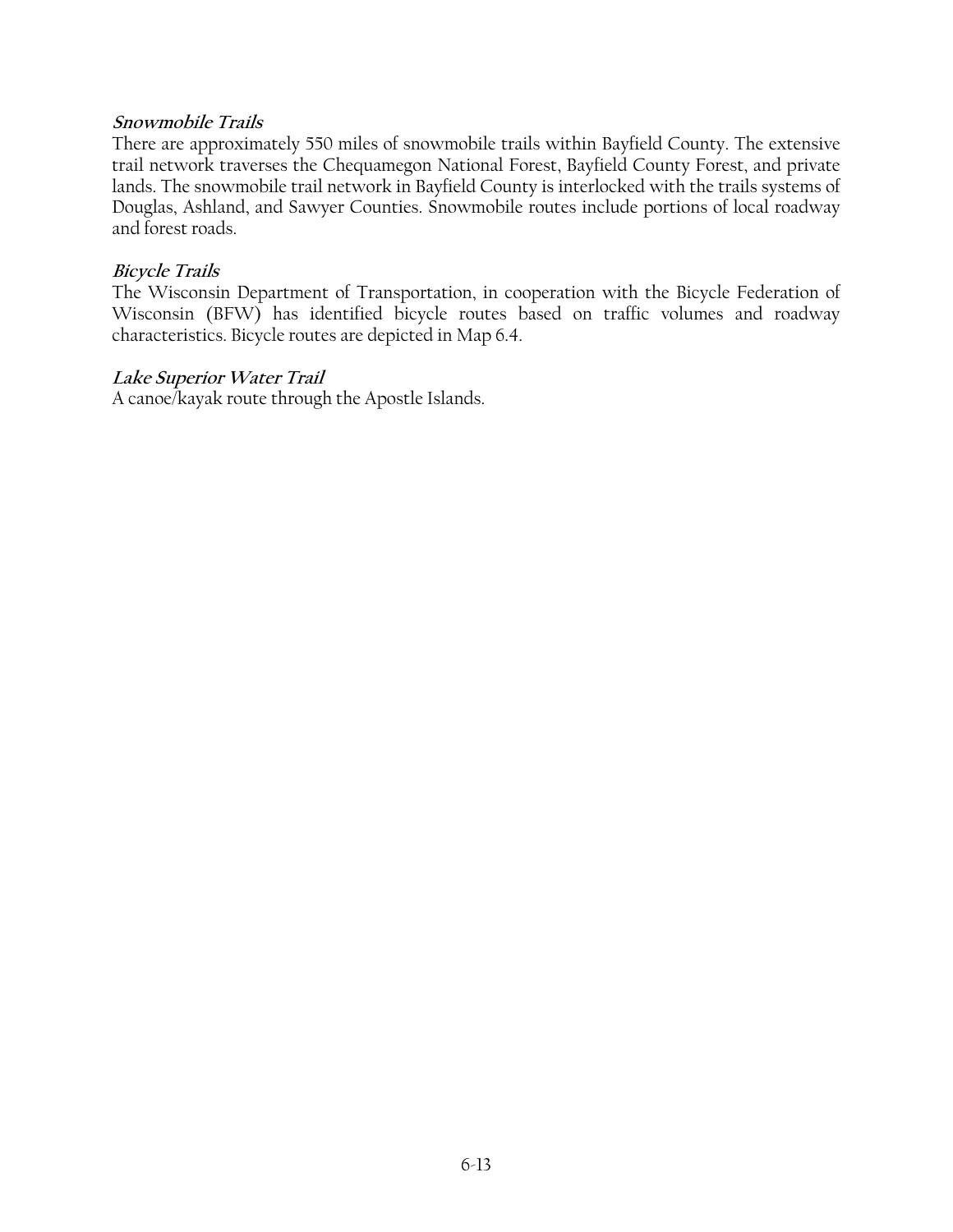***Snowmobile Trails***

There are approximately 550 miles of snowmobile trails within Bayfield County. The extensive trail network traverses the Chequamegon National Forest, Bayfield County Forest, and private lands. The snowmobile trail network in Bayfield County is interlocked with the trails systems of Douglas, Ashland, and Sawyer Counties. Snowmobile routes include portions of local roadway and forest roads.

***Bicycle Trails***

The Wisconsin Department of Transportation, in cooperation with the Bicycle Federation of Wisconsin (BFW) has identified bicycle routes based on traffic volumes and roadway characteristics. Bicycle routes are depicted in Map 6.4.

***Lake Superior Water Trail***

A canoe/kayak route through the Apostle Islands.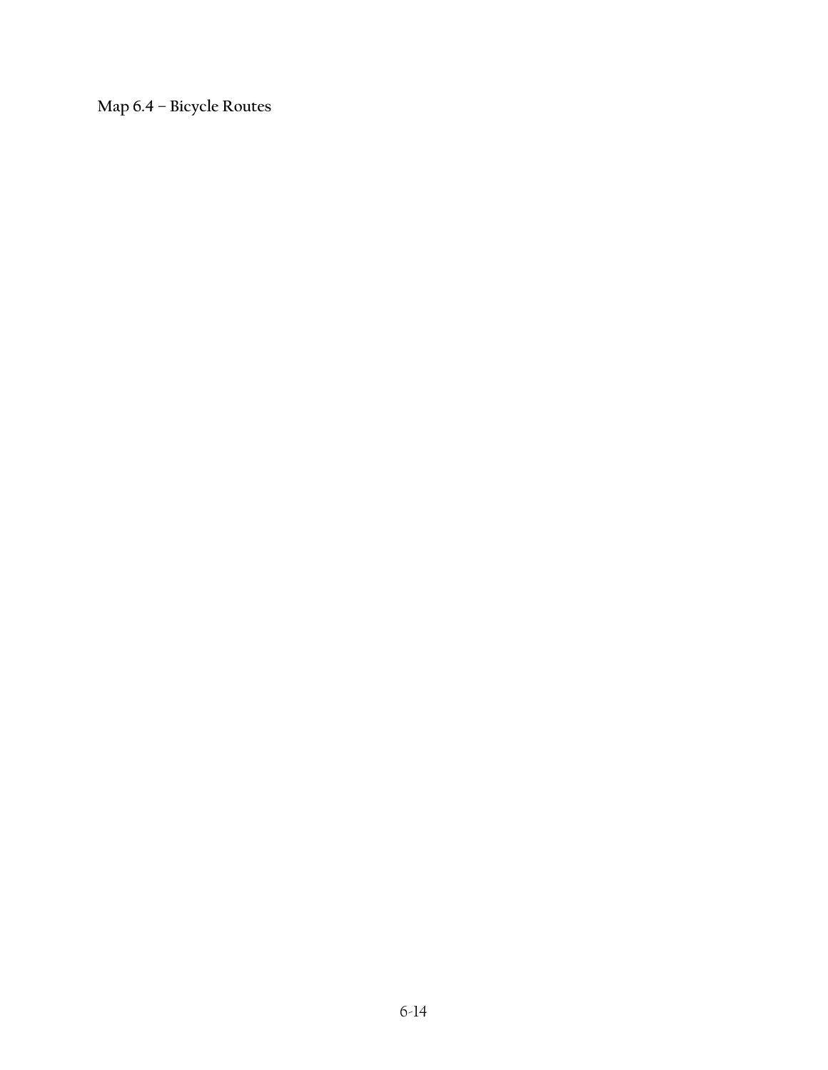**Map 6.4 – Bicycle Routes**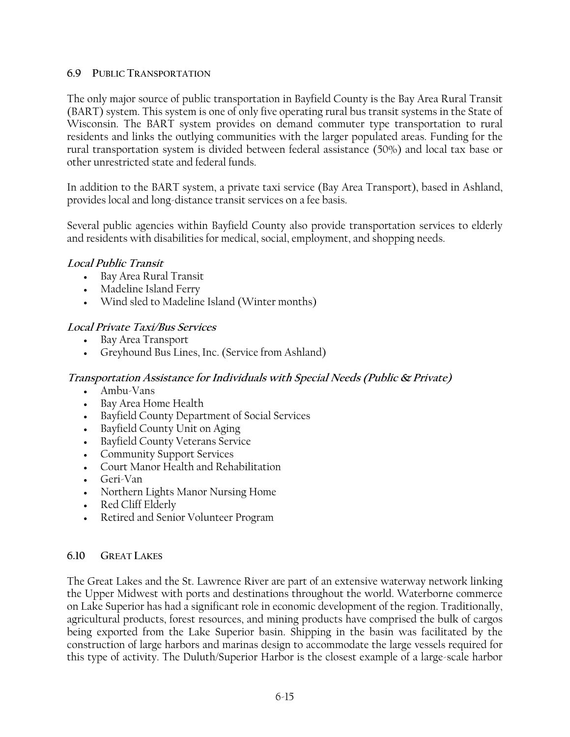## 6.9 Public Transportation

The only major source of public transportation in Bayfield County is the Bay Area Rural Transit (BART) system. This system is one of only five operating rural bus transit systems in the State of Wisconsin. The BART system provides on demand commuter type transportation to rural residents and links the outlying communities with the larger populated areas. Funding for the rural transportation system is divided between federal assistance (50%) and local tax base or other unrestricted state and federal funds.

In addition to the BART system, a private taxi service (Bay Area Transport), based in Ashland, provides local and long-distance transit services on a fee basis.

Several public agencies within Bayfield County also provide transportation services to elderly and residents with disabilities for medical, social, employment, and shopping needs.

### *Local Public Transit*

- Bay Area Rural Transit
- Madeline Island Ferry
- Wind sled to Madeline Island (Winter months)

### *Local Private Taxi/Bus Services*

- Bay Area Transport
- Greyhound Bus Lines, Inc. (Service from Ashland)

### *Transportation Assistance for Individuals with Special Needs (Public & Private)*

- Ambu-Vans
- Bay Area Home Health
- Bayfield County Department of Social Services
- Bayfield County Unit on Aging
- Bayfield County Veterans Service
- Community Support Services
- Court Manor Health and Rehabilitation
- Geri-Van
- Northern Lights Manor Nursing Home
- Red Cliff Elderly
- Retired and Senior Volunteer Program

## 6.10 Great Lakes

The Great Lakes and the St. Lawrence River are part of an extensive waterway network linking the Upper Midwest with ports and destinations throughout the world. Waterborne commerce on Lake Superior has had a significant role in economic development of the region. Traditionally, agricultural products, forest resources, and mining products have comprised the bulk of cargos being exported from the Lake Superior basin. Shipping in the basin was facilitated by the construction of large harbors and marinas design to accommodate the large vessels required for this type of activity. The Duluth/Superior Harbor is the closest example of a large-scale harbor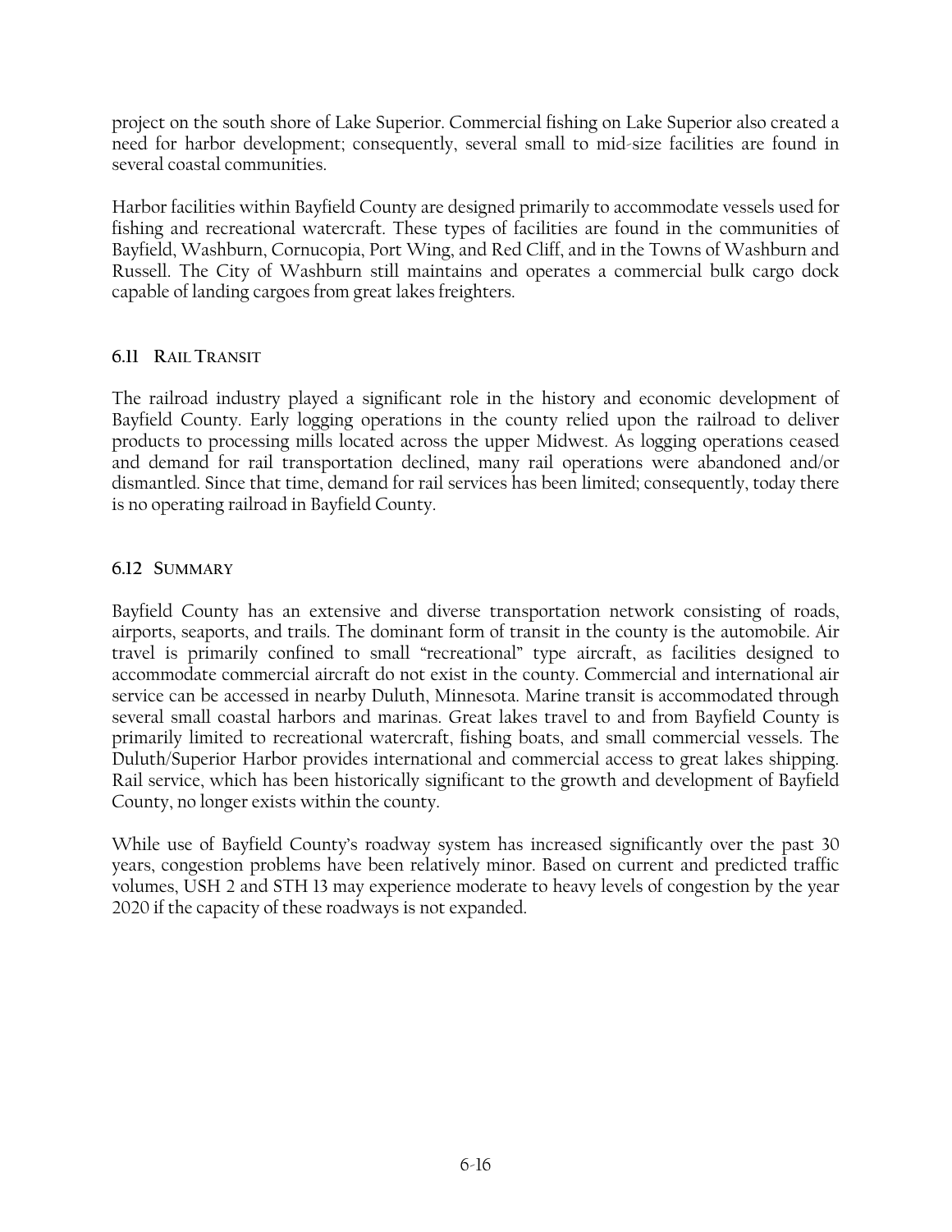project on the south shore of Lake Superior. Commercial fishing on Lake Superior also created a need for harbor development; consequently, several small to mid-size facilities are found in several coastal communities.

Harbor facilities within Bayfield County are designed primarily to accommodate vessels used for fishing and recreational watercraft. These types of facilities are found in the communities of Bayfield, Washburn, Cornucopia, Port Wing, and Red Cliff, and in the Towns of Washburn and Russell. The City of Washburn still maintains and operates a commercial bulk cargo dock capable of landing cargoes from great lakes freighters.

### 6.11 Rail Transit

The railroad industry played a significant role in the history and economic development of Bayfield County. Early logging operations in the county relied upon the railroad to deliver products to processing mills located across the upper Midwest. As logging operations ceased and demand for rail transportation declined, many rail operations were abandoned and/or dismantled. Since that time, demand for rail services has been limited; consequently, today there is no operating railroad in Bayfield County.

### 6.12 Summary

Bayfield County has an extensive and diverse transportation network consisting of roads, airports, seaports, and trails. The dominant form of transit in the county is the automobile. Air travel is primarily confined to small "recreational" type aircraft, as facilities designed to accommodate commercial aircraft do not exist in the county. Commercial and international air service can be accessed in nearby Duluth, Minnesota. Marine transit is accommodated through several small coastal harbors and marinas. Great lakes travel to and from Bayfield County is primarily limited to recreational watercraft, fishing boats, and small commercial vessels. The Duluth/Superior Harbor provides international and commercial access to great lakes shipping. Rail service, which has been historically significant to the growth and development of Bayfield County, no longer exists within the county.

While use of Bayfield County's roadway system has increased significantly over the past 30 years, congestion problems have been relatively minor. Based on current and predicted traffic volumes, USH 2 and STH 13 may experience moderate to heavy levels of congestion by the year 2020 if the capacity of these roadways is not expanded.